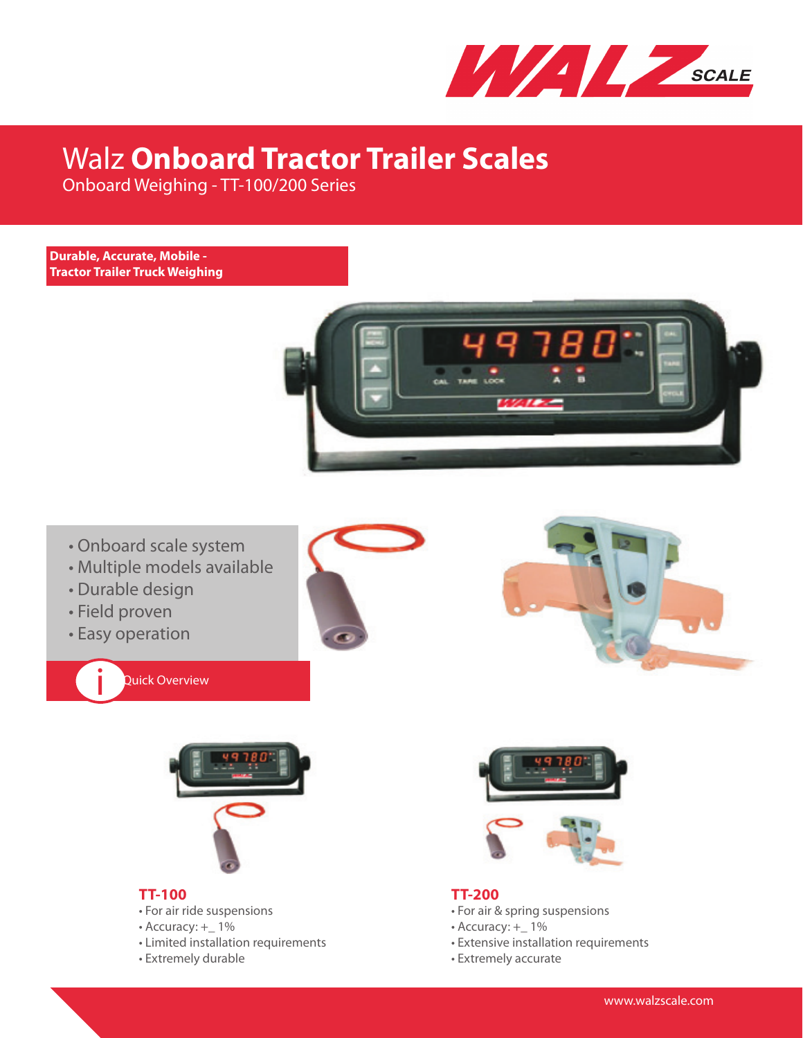# Walz **Onboard Tractor Trailer Scales**

Onboard Weighing - TT-100/200 Series

**Durable, Accurate, Mobile - Tractor Trailer Truck Weighing**

- Onboard scale system
- Multiple models available
- Durable design
- Field proven
- Easy operation

Quick Overview

## TT-100

- For air ride suspensions
- Accuracy: +_ 1%
- Limited installation requirements
- Extremely durable

## TT-200

- For air & spring suspensions
- Accuracy: +_ 1%
- Extensive installation requirements
- Extremely accurate

www.walzscale.com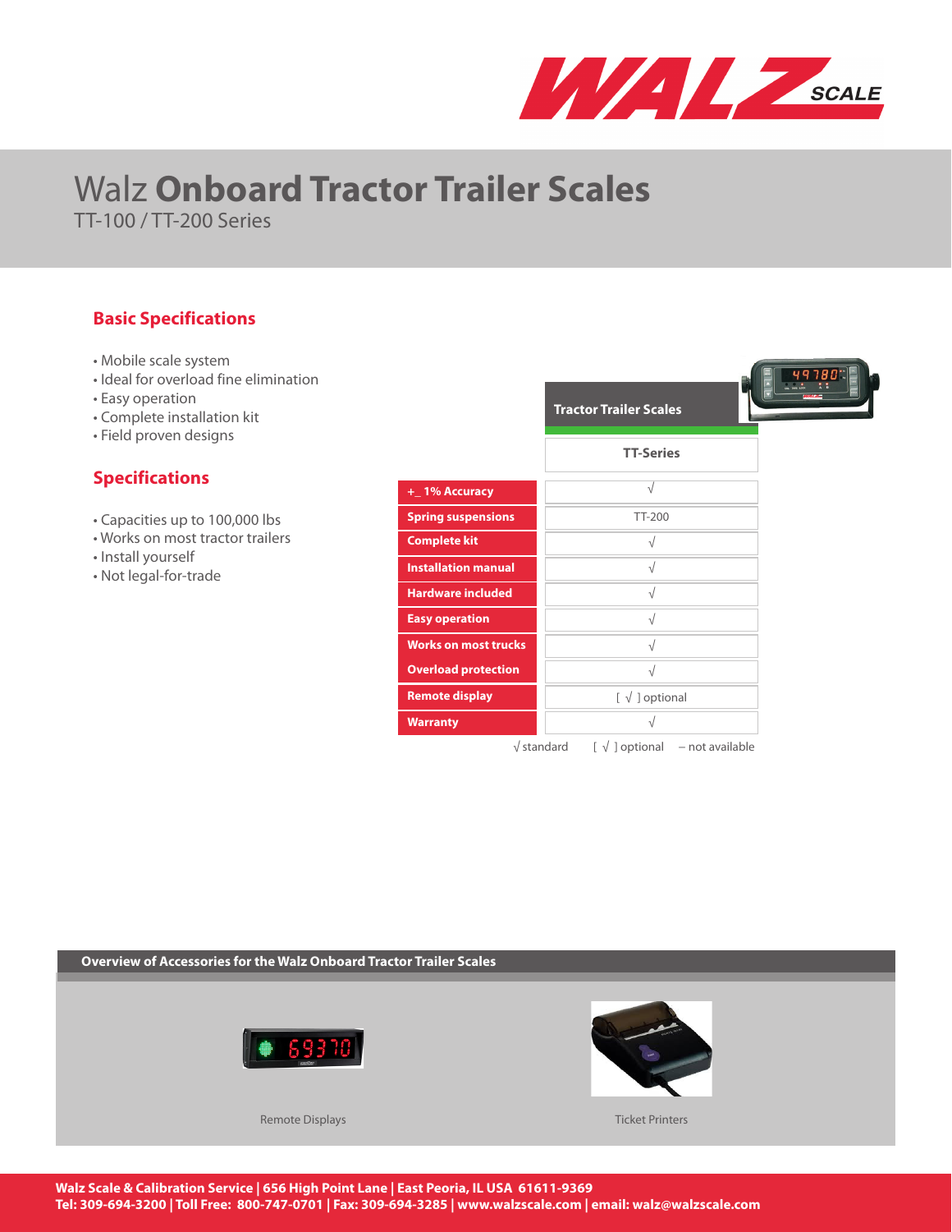# Walz **Onboard Tractor Trailer Scales**

TT-100 / TT-200 Series

## Basic Specifications

- Mobile scale system
- Ideal for overload fine elimination
- Easy operation
- Complete installation kit
- Field proven designs

## Specifications

- Capacities up to 100,000 lbs
- Works on most tractor trailers
- Install yourself
- Not legal-for-trade

| | Tractor Trailer Scales |
|---|---|
| | **TT-Series** |
| **+_ 1% Accuracy** | √ |
| **Spring suspensions** | TT-200 |
| **Complete kit** | √ |
| **Installation manual** | √ |
| **Hardware included** | √ |
| **Easy operation** | √ |
| **Works on most trucks** | √ |
| **Overload protection** | √ |
| **Remote display** | [ √ ] optional |
| **Warranty** | √ |

√ standard [ √ ] optional – not available

**Overview of Accessories for the Walz Onboard Tractor Trailer Scales**

Remote Displays

Ticket Printers

**Walz Scale & Calibration Service | 656 High Point Lane | East Peoria, IL USA 61611-9369**
**Tel: 309-694-3200 | Toll Free: 800-747-0701 | Fax: 309-694-3285 | www.walzscale.com | email: walz@walzscale.com**